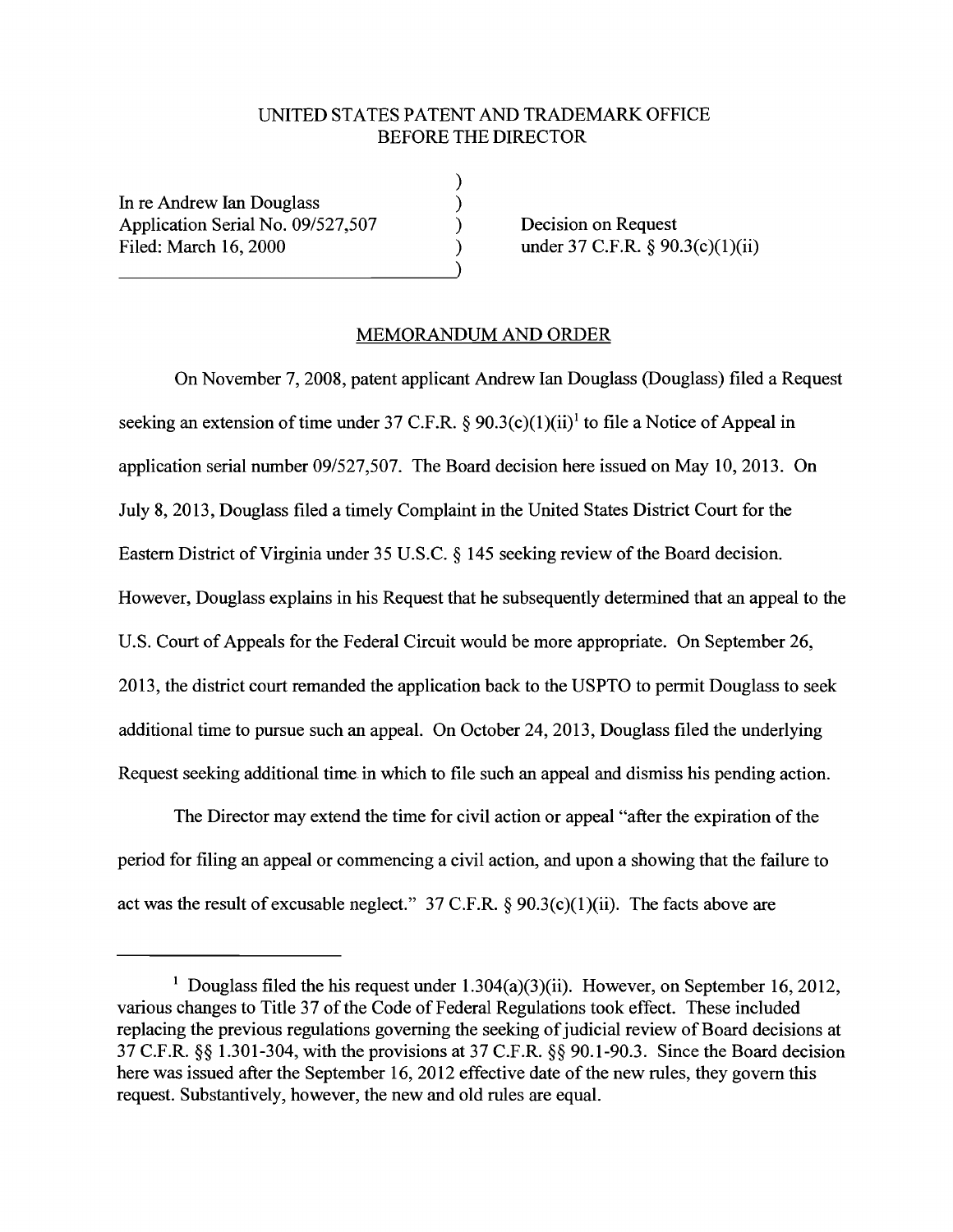UNITED STATES PATENT AND TRADEMARK OFFICE
BEFORE THE DIRECTOR

| | |
|---|---|
| In re Andrew Ian Douglass<br>Application Serial No. 09/527,507<br>Filed: March 16, 2000 | Decision on Request<br>under 37 C.F.R. § 90.3(c)(1)(ii) |

MEMORANDUM AND ORDER

On November 7, 2008, patent applicant Andrew Ian Douglass (Douglass) filed a Request seeking an extension of time under 37 C.F.R. § 90.3(c)(1)(ii)[1] to file a Notice of Appeal in application serial number 09/527,507. The Board decision here issued on May 10, 2013. On July 8, 2013, Douglass filed a timely Complaint in the United States District Court for the Eastern District of Virginia under 35 U.S.C. § 145 seeking review of the Board decision. However, Douglass explains in his Request that he subsequently determined that an appeal to the U.S. Court of Appeals for the Federal Circuit would be more appropriate. On September 26, 2013, the district court remanded the application back to the USPTO to permit Douglass to seek additional time to pursue such an appeal. On October 24, 2013, Douglass filed the underlying Request seeking additional time in which to file such an appeal and dismiss his pending action.

The Director may extend the time for civil action or appeal "after the expiration of the period for filing an appeal or commencing a civil action, and upon a showing that the failure to act was the result of excusable neglect." 37 C.F.R. § 90.3(c)(1)(ii). The facts above are

[1] Douglass filed the his request under 1.304(a)(3)(ii). However, on September 16, 2012, various changes to Title 37 of the Code of Federal Regulations took effect. These included replacing the previous regulations governing the seeking of judicial review of Board decisions at 37 C.F.R. §§ 1.301-304, with the provisions at 37 C.F.R. §§ 90.1-90.3. Since the Board decision here was issued after the September 16, 2012 effective date of the new rules, they govern this request. Substantively, however, the new and old rules are equal.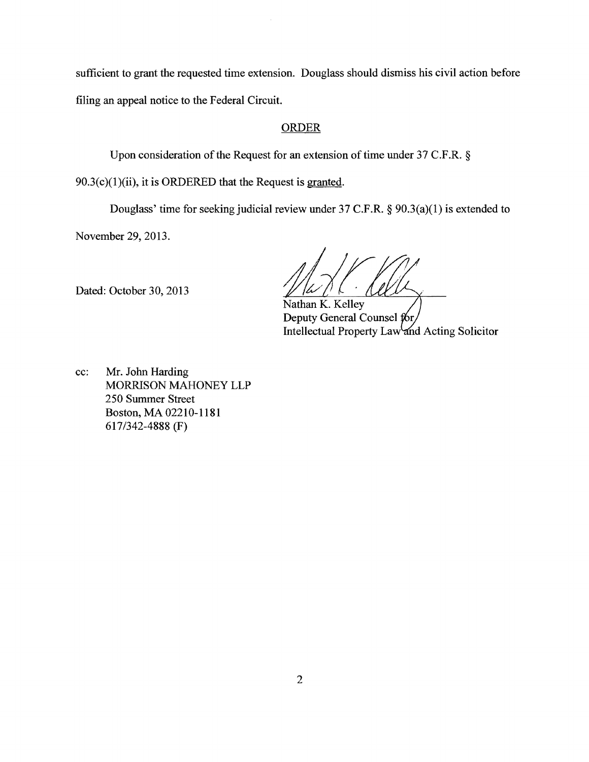sufficient to grant the requested time extension. Douglass should dismiss his civil action before filing an appeal notice to the Federal Circuit.

## ORDER

Upon consideration of the Request for an extension of time under 37 C.F.R. § 90.3(c)(1)(ii), it is ORDERED that the Request is granted.

Douglass' time for seeking judicial review under 37 C.F.R. § 90.3(a)(1) is extended to November 29, 2013.

Dated: October 30, 2013

Nathan K. Kelley
Deputy General Counsel for
Intellectual Property Law and Acting Solicitor

cc: Mr. John Harding
MORRISON MAHONEY LLP
250 Summer Street
Boston, MA 02210-1181
617/342-4888 (F)